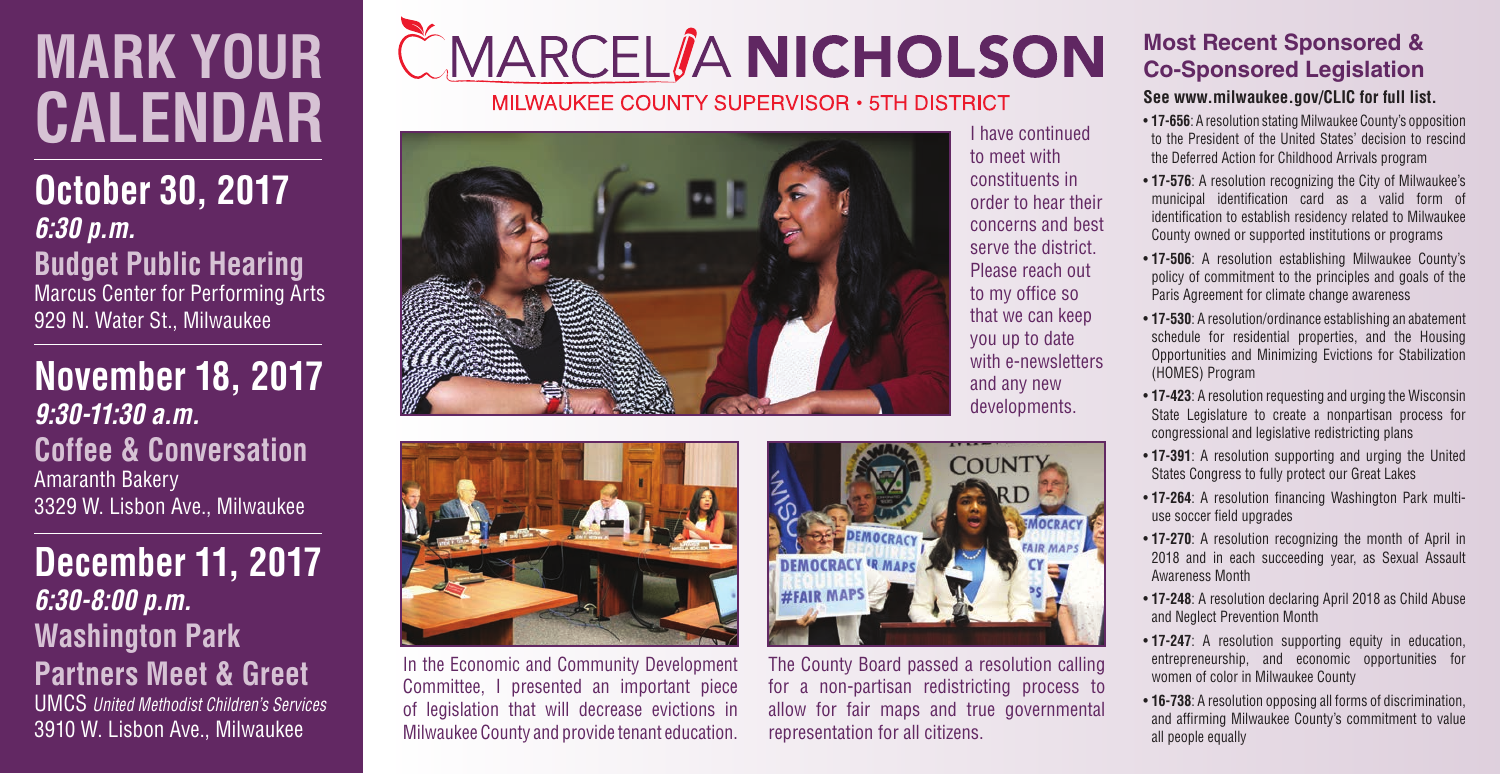# MARK YOUR CALENDAR

## October 30, 2017
***6:30 p.m.***

**Budget Public Hearing**
Marcus Center for Performing Arts
929 N. Water St., Milwaukee

## November 18, 2017
***9:30-11:30 a.m.***

**Coffee & Conversation**
Amaranth Bakery
3329 W. Lisbon Ave., Milwaukee

## December 11, 2017
***6:30-8:00 p.m.***

**Washington Park Partners Meet & Greet**
UMCS *United Methodist Children's Services*
3910 W. Lisbon Ave., Milwaukee

# MARCELIA NICHOLSON

MILWAUKEE COUNTY SUPERVISOR • 5TH DISTRICT

I have continued to meet with constituents in order to hear their concerns and best serve the district. Please reach out to my office so that we can keep you up to date with e-newsletters and any new developments.

In the Economic and Community Development Committee, I presented an important piece of legislation that will decrease evictions in Milwaukee County and provide tenant education.

The County Board passed a resolution calling for a non-partisan redistricting process to allow for fair maps and true governmental representation for all citizens.

## Most Recent Sponsored & Co-Sponsored Legislation

**See www.milwaukee.gov/CLIC for full list.**

- **17-656**: A resolution stating Milwaukee County's opposition to the President of the United States' decision to rescind the Deferred Action for Childhood Arrivals program
- **17-576**: A resolution recognizing the City of Milwaukee's municipal identification card as a valid form of identification to establish residency related to Milwaukee County owned or supported institutions or programs
- **17-506**: A resolution establishing Milwaukee County's policy of commitment to the principles and goals of the Paris Agreement for climate change awareness
- **17-530**: A resolution/ordinance establishing an abatement schedule for residential properties, and the Housing Opportunities and Minimizing Evictions for Stabilization (HOMES) Program
- **17-423**: A resolution requesting and urging the Wisconsin State Legislature to create a nonpartisan process for congressional and legislative redistricting plans
- **17-391**: A resolution supporting and urging the United States Congress to fully protect our Great Lakes
- **17-264**: A resolution financing Washington Park multi-use soccer field upgrades
- **17-270**: A resolution recognizing the month of April in 2018 and in each succeeding year, as Sexual Assault Awareness Month
- **17-248**: A resolution declaring April 2018 as Child Abuse and Neglect Prevention Month
- **17-247**: A resolution supporting equity in education, entrepreneurship, and economic opportunities for women of color in Milwaukee County
- **16-738**: A resolution opposing all forms of discrimination, and affirming Milwaukee County's commitment to value all people equally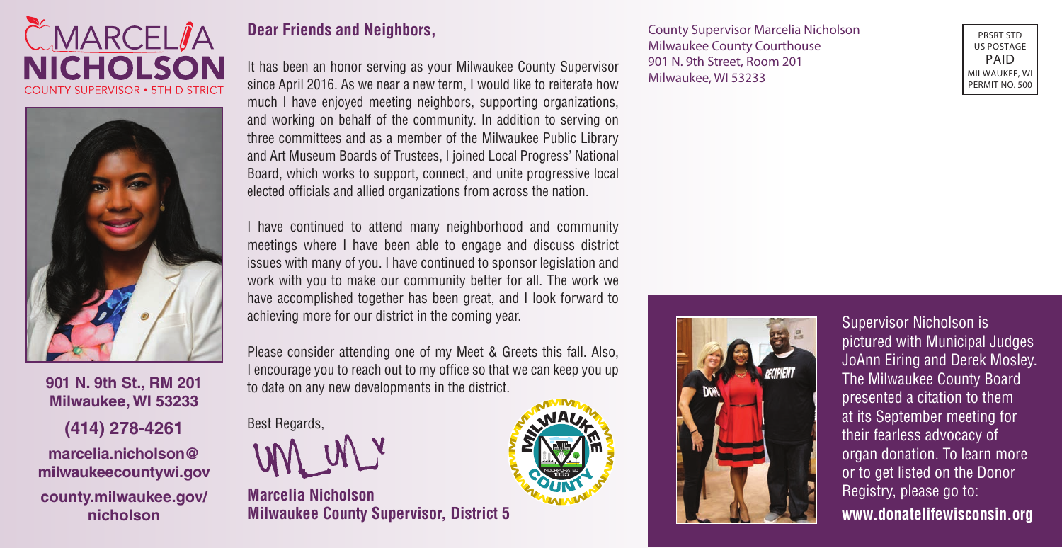# MARCELIA NICHOLSON

COUNTY SUPERVISOR • 5TH DISTRICT

**901 N. 9th St., RM 201**
**Milwaukee, WI 53233**

**(414) 278-4261**

**marcelia.nicholson@milwaukeecountywi.gov**

**county.milwaukee.gov/nicholson**

## Dear Friends and Neighbors,

It has been an honor serving as your Milwaukee County Supervisor since April 2016. As we near a new term, I would like to reiterate how much I have enjoyed meeting neighbors, supporting organizations, and working on behalf of the community. In addition to serving on three committees and as a member of the Milwaukee Public Library and Art Museum Boards of Trustees, I joined Local Progress' National Board, which works to support, connect, and unite progressive local elected officials and allied organizations from across the nation.

I have continued to attend many neighborhood and community meetings where I have been able to engage and discuss district issues with many of you. I have continued to sponsor legislation and work with you to make our community better for all. The work we have accomplished together has been great, and I look forward to achieving more for our district in the coming year.

Please consider attending one of my Meet & Greets this fall. Also, I encourage you to reach out to my office so that we can keep you up to date on any new developments in the district.

Best Regards,

**Marcelia Nicholson**
**Milwaukee County Supervisor, District 5**

County Supervisor Marcelia Nicholson
Milwaukee County Courthouse
901 N. 9th Street, Room 201
Milwaukee, WI 53233

PRSRT STD
US POSTAGE
PAID
MILWAUKEE, WI
PERMIT NO. 500

Supervisor Nicholson is pictured with Municipal Judges JoAnn Eiring and Derek Mosley. The Milwaukee County Board presented a citation to them at its September meeting for their fearless advocacy of organ donation. To learn more or to get listed on the Donor Registry, please go to:

**www.donatelifewisconsin.org**